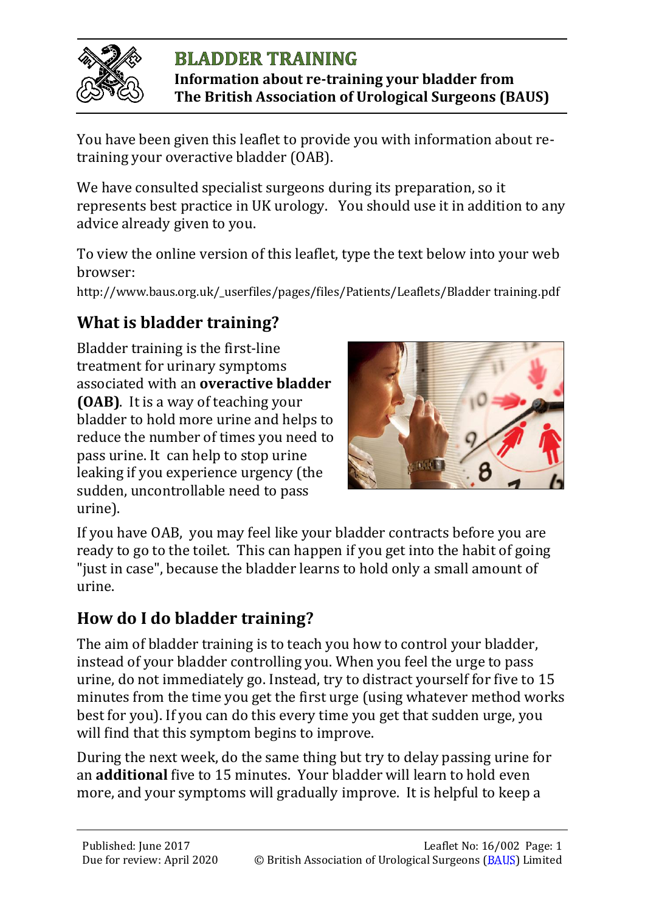# BLADDER TRAINING

**Information about re-training your bladder from The British Association of Urological Surgeons (BAUS)**

You have been given this leaflet to provide you with information about re-training your overactive bladder (OAB).

We have consulted specialist surgeons during its preparation, so it represents best practice in UK urology. You should use it in addition to any advice already given to you.

To view the online version of this leaflet, type the text below into your web browser:

http://www.baus.org.uk/_userfiles/pages/files/Patients/Leaflets/Bladder training.pdf

## What is bladder training?

Bladder training is the first-line treatment for urinary symptoms associated with an **overactive bladder (OAB)**. It is a way of teaching your bladder to hold more urine and helps to reduce the number of times you need to pass urine. It can help to stop urine leaking if you experience urgency (the sudden, uncontrollable need to pass urine).

If you have OAB, you may feel like your bladder contracts before you are ready to go to the toilet. This can happen if you get into the habit of going "just in case", because the bladder learns to hold only a small amount of urine.

## How do I do bladder training?

The aim of bladder training is to teach you how to control your bladder, instead of your bladder controlling you. When you feel the urge to pass urine, do not immediately go. Instead, try to distract yourself for five to 15 minutes from the time you get the first urge (using whatever method works best for you). If you can do this every time you get that sudden urge, you will find that this symptom begins to improve.

During the next week, do the same thing but try to delay passing urine for an **additional** five to 15 minutes. Your bladder will learn to hold even more, and your symptoms will gradually improve. It is helpful to keep a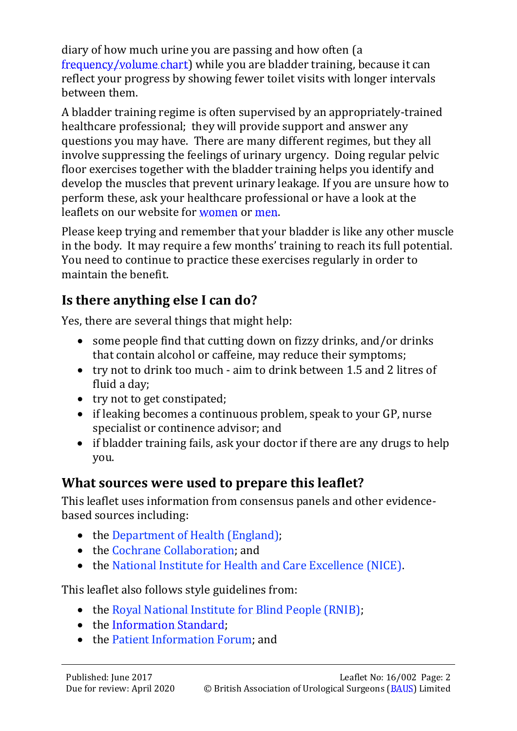diary of how much urine you are passing and how often (a frequency/volume chart) while you are bladder training, because it can reflect your progress by showing fewer toilet visits with longer intervals between them.

A bladder training regime is often supervised by an appropriately-trained healthcare professional; they will provide support and answer any questions you may have. There are many different regimes, but they all involve suppressing the feelings of urinary urgency. Doing regular pelvic floor exercises together with the bladder training helps you identify and develop the muscles that prevent urinary leakage. If you are unsure how to perform these, ask your healthcare professional or have a look at the leaflets on our website for women or men.

Please keep trying and remember that your bladder is like any other muscle in the body. It may require a few months' training to reach its full potential. You need to continue to practice these exercises regularly in order to maintain the benefit.

## Is there anything else I can do?

Yes, there are several things that might help:

- some people find that cutting down on fizzy drinks, and/or drinks that contain alcohol or caffeine, may reduce their symptoms;
- try not to drink too much - aim to drink between 1.5 and 2 litres of fluid a day;
- try not to get constipated;
- if leaking becomes a continuous problem, speak to your GP, nurse specialist or continence advisor; and
- if bladder training fails, ask your doctor if there are any drugs to help you.

## What sources were used to prepare this leaflet?

This leaflet uses information from consensus panels and other evidence-based sources including:

- the Department of Health (England);
- the Cochrane Collaboration; and
- the National Institute for Health and Care Excellence (NICE).

This leaflet also follows style guidelines from:

- the Royal National Institute for Blind People (RNIB);
- the Information Standard;
- the Patient Information Forum; and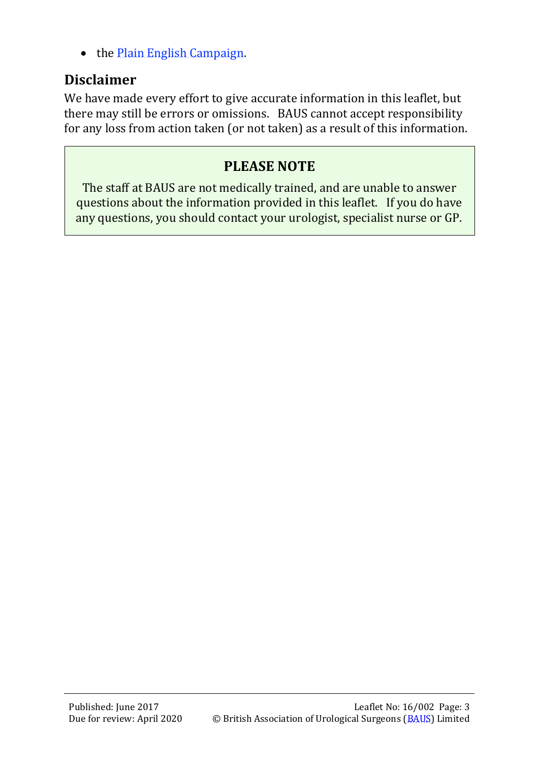- the Plain English Campaign.

## Disclaimer

We have made every effort to give accurate information in this leaflet, but there may still be errors or omissions. BAUS cannot accept responsibility for any loss from action taken (or not taken) as a result of this information.

**PLEASE NOTE**

The staff at BAUS are not medically trained, and are unable to answer questions about the information provided in this leaflet. If you do have any questions, you should contact your urologist, specialist nurse or GP.